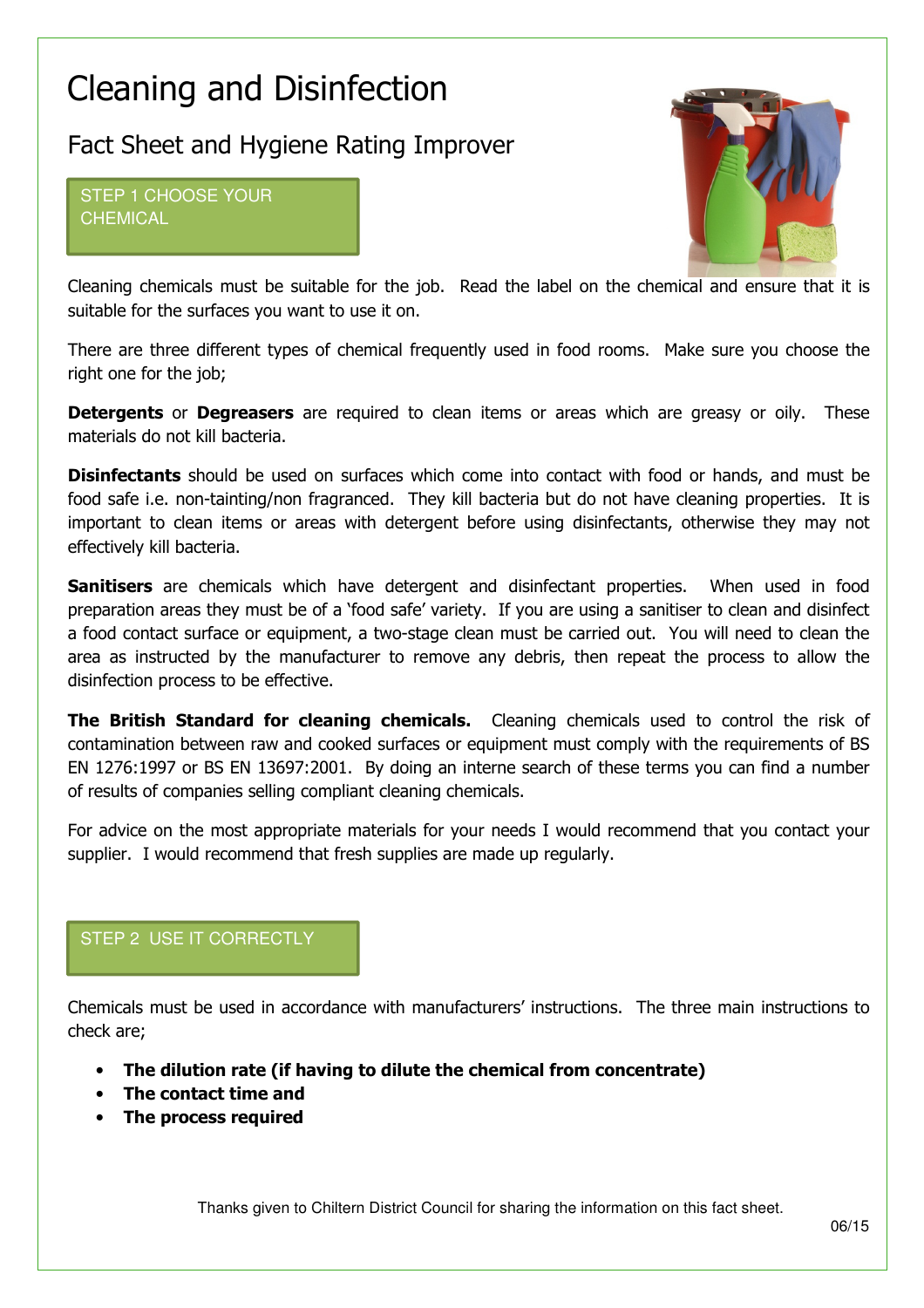# Cleaning and Disinfection

## Fact Sheet and Hygiene Rating Improver

### STEP 1 CHOOSE YOUR CHEMICAL

Cleaning chemicals must be suitable for the job. Read the label on the chemical and ensure that it is suitable for the surfaces you want to use it on.

There are three different types of chemical frequently used in food rooms. Make sure you choose the right one for the job;

**Detergents** or **Degreasers** are required to clean items or areas which are greasy or oily. These materials do not kill bacteria.

**Disinfectants** should be used on surfaces which come into contact with food or hands, and must be food safe i.e. non-tainting/non fragranced. They kill bacteria but do not have cleaning properties. It is important to clean items or areas with detergent before using disinfectants, otherwise they may not effectively kill bacteria.

**Sanitisers** are chemicals which have detergent and disinfectant properties. When used in food preparation areas they must be of a 'food safe' variety. If you are using a sanitiser to clean and disinfect a food contact surface or equipment, a two-stage clean must be carried out. You will need to clean the area as instructed by the manufacturer to remove any debris, then repeat the process to allow the disinfection process to be effective.

**The British Standard for cleaning chemicals.** Cleaning chemicals used to control the risk of contamination between raw and cooked surfaces or equipment must comply with the requirements of BS EN 1276:1997 or BS EN 13697:2001. By doing an interne search of these terms you can find a number of results of companies selling compliant cleaning chemicals.

For advice on the most appropriate materials for your needs I would recommend that you contact your supplier. I would recommend that fresh supplies are made up regularly.

### STEP 2 USE IT CORRECTLY

Chemicals must be used in accordance with manufacturers' instructions. The three main instructions to check are;

- **The dilution rate (if having to dilute the chemical from concentrate)**
- **The contact time and**
- **The process required**

Thanks given to Chiltern District Council for sharing the information on this fact sheet.

06/15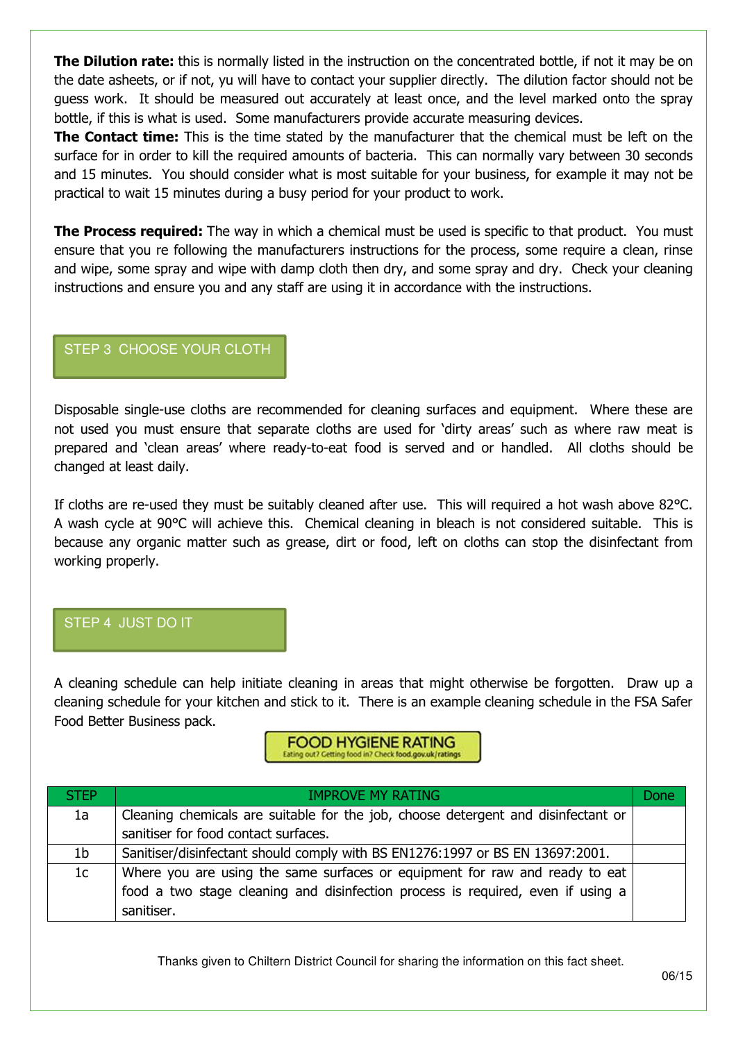**The Dilution rate:** this is normally listed in the instruction on the concentrated bottle, if not it may be on the date asheets, or if not, yu will have to contact your supplier directly. The dilution factor should not be guess work. It should be measured out accurately at least once, and the level marked onto the spray bottle, if this is what is used. Some manufacturers provide accurate measuring devices.

**The Contact time:** This is the time stated by the manufacturer that the chemical must be left on the surface for in order to kill the required amounts of bacteria. This can normally vary between 30 seconds and 15 minutes. You should consider what is most suitable for your business, for example it may not be practical to wait 15 minutes during a busy period for your product to work.

**The Process required:** The way in which a chemical must be used is specific to that product. You must ensure that you re following the manufacturers instructions for the process, some require a clean, rinse and wipe, some spray and wipe with damp cloth then dry, and some spray and dry. Check your cleaning instructions and ensure you and any staff are using it in accordance with the instructions.

## STEP 3 CHOOSE YOUR CLOTH

Disposable single-use cloths are recommended for cleaning surfaces and equipment. Where these are not used you must ensure that separate cloths are used for 'dirty areas' such as where raw meat is prepared and 'clean areas' where ready-to-eat food is served and or handled. All cloths should be changed at least daily.

If cloths are re-used they must be suitably cleaned after use. This will required a hot wash above 82°C. A wash cycle at 90°C will achieve this. Chemical cleaning in bleach is not considered suitable. This is because any organic matter such as grease, dirt or food, left on cloths can stop the disinfectant from working properly.

## STEP 4 JUST DO IT

A cleaning schedule can help initiate cleaning in areas that might otherwise be forgotten. Draw up a cleaning schedule for your kitchen and stick to it. There is an example cleaning schedule in the FSA Safer Food Better Business pack.

FOOD HYGIENE RATING
Eating out? Getting food in? Check food.gov.uk/ratings

| STEP | IMPROVE MY RATING | Done |
|---|---|---|
| 1a | Cleaning chemicals are suitable for the job, choose detergent and disinfectant or sanitiser for food contact surfaces. | |
| 1b | Sanitiser/disinfectant should comply with BS EN1276:1997 or BS EN 13697:2001. | |
| 1c | Where you are using the same surfaces or equipment for raw and ready to eat food a two stage cleaning and disinfection process is required, even if using a sanitiser. | |

Thanks given to Chiltern District Council for sharing the information on this fact sheet.

06/15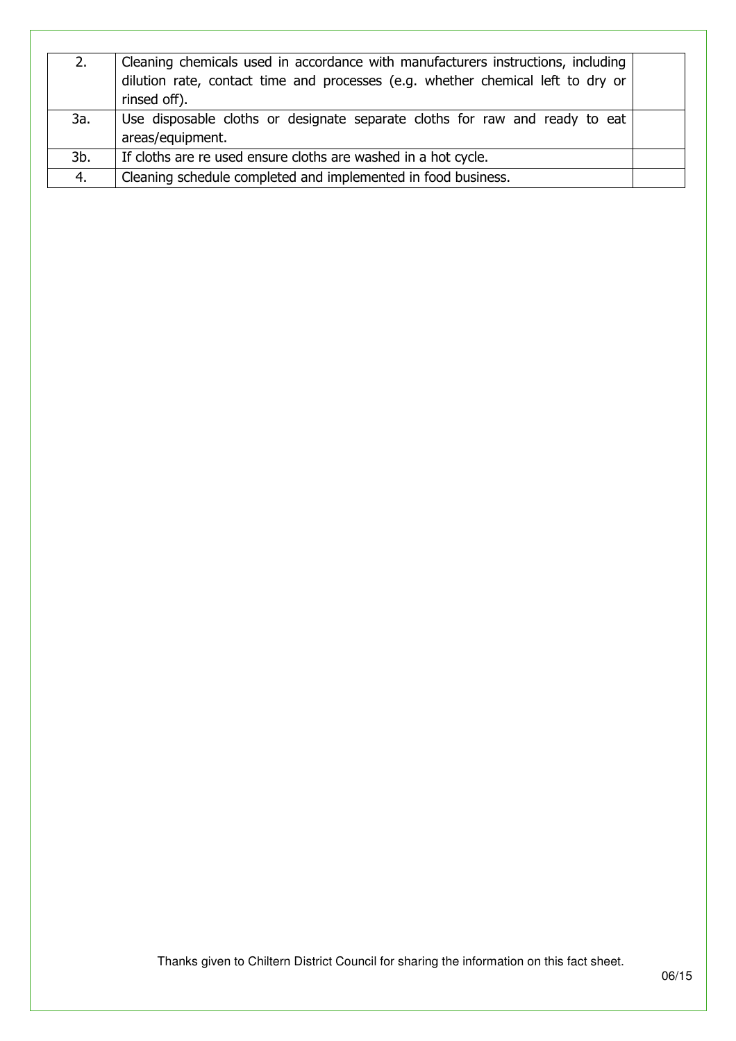| | | |
|---|---|---|
| 2. | Cleaning chemicals used in accordance with manufacturers instructions, including dilution rate, contact time and processes (e.g. whether chemical left to dry or rinsed off). | |
| 3a. | Use disposable cloths or designate separate cloths for raw and ready to eat areas/equipment. | |
| 3b. | If cloths are re used ensure cloths are washed in a hot cycle. | |
| 4. | Cleaning schedule completed and implemented in food business. | |

Thanks given to Chiltern District Council for sharing the information on this fact sheet.

06/15